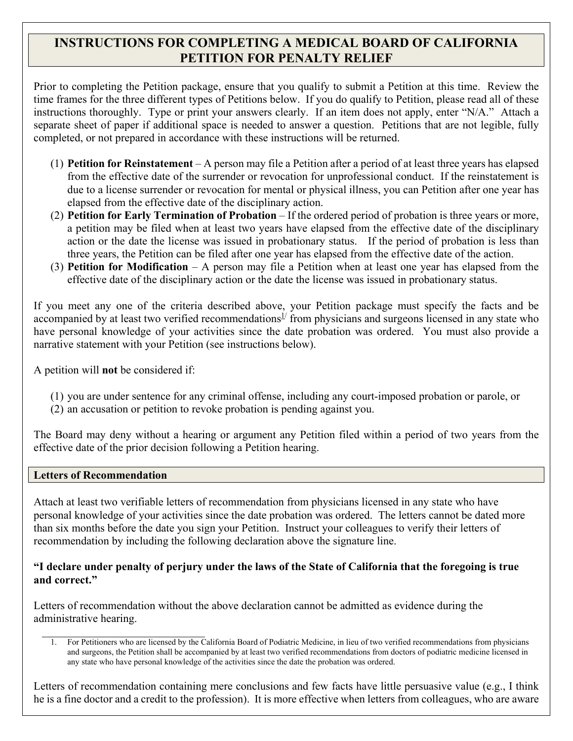# INSTRUCTIONS FOR COMPLETING A MEDICAL BOARD OF CALIFORNIA PETITION FOR PENALTY RELIEF

Prior to completing the Petition package, ensure that you qualify to submit a Petition at this time. Review the time frames for the three different types of Petitions below. If you do qualify to Petition, please read all of these instructions thoroughly. Type or print your answers clearly. If an item does not apply, enter "N/A." Attach a separate sheet of paper if additional space is needed to answer a question. Petitions that are not legible, fully completed, or not prepared in accordance with these instructions will be returned.

(1) **Petition for Reinstatement** – A person may file a Petition after a period of at least three years has elapsed from the effective date of the surrender or revocation for unprofessional conduct. If the reinstatement is due to a license surrender or revocation for mental or physical illness, you can Petition after one year has elapsed from the effective date of the disciplinary action.

(2) **Petition for Early Termination of Probation** – If the ordered period of probation is three years or more, a petition may be filed when at least two years have elapsed from the effective date of the disciplinary action or the date the license was issued in probationary status. If the period of probation is less than three years, the Petition can be filed after one year has elapsed from the effective date of the action.

(3) **Petition for Modification** – A person may file a Petition when at least one year has elapsed from the effective date of the disciplinary action or the date the license was issued in probationary status.

If you meet any one of the criteria described above, your Petition package must specify the facts and be accompanied by at least two verified recommendations[1/] from physicians and surgeons licensed in any state who have personal knowledge of your activities since the date probation was ordered. You must also provide a narrative statement with your Petition (see instructions below).

A petition will **not** be considered if:

(1) you are under sentence for any criminal offense, including any court-imposed probation or parole, or
(2) an accusation or petition to revoke probation is pending against you.

The Board may deny without a hearing or argument any Petition filed within a period of two years from the effective date of the prior decision following a Petition hearing.

## Letters of Recommendation

Attach at least two verifiable letters of recommendation from physicians licensed in any state who have personal knowledge of your activities since the date probation was ordered. The letters cannot be dated more than six months before the date you sign your Petition. Instruct your colleagues to verify their letters of recommendation by including the following declaration above the signature line.

**"I declare under penalty of perjury under the laws of the State of California that the foregoing is true and correct."**

Letters of recommendation without the above declaration cannot be admitted as evidence during the administrative hearing.

1. For Petitioners who are licensed by the California Board of Podiatric Medicine, in lieu of two verified recommendations from physicians and surgeons, the Petition shall be accompanied by at least two verified recommendations from doctors of podiatric medicine licensed in any state who have personal knowledge of the activities since the date the probation was ordered.

Letters of recommendation containing mere conclusions and few facts have little persuasive value (e.g., I think he is a fine doctor and a credit to the profession). It is more effective when letters from colleagues, who are aware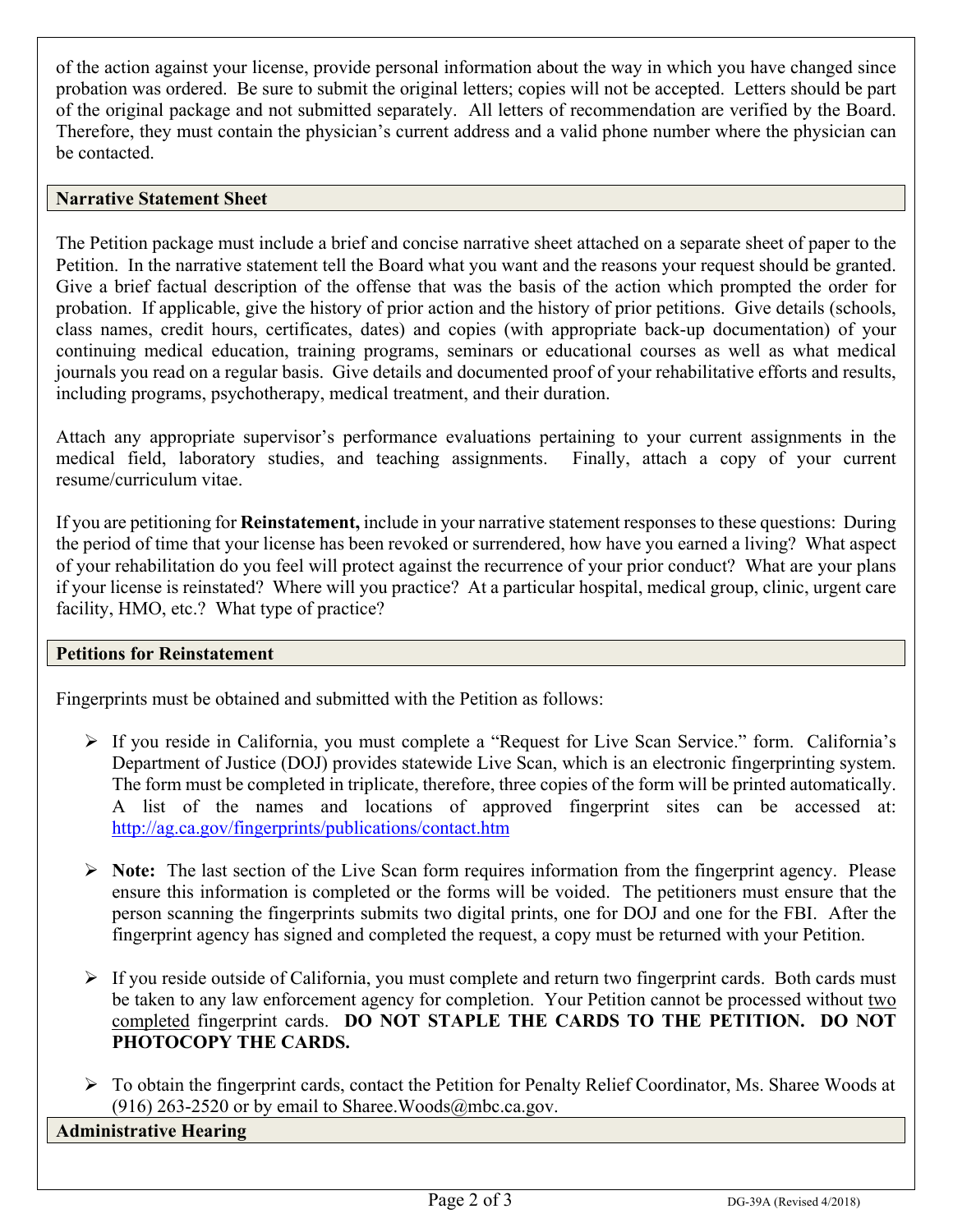of the action against your license, provide personal information about the way in which you have changed since probation was ordered. Be sure to submit the original letters; copies will not be accepted. Letters should be part of the original package and not submitted separately. All letters of recommendation are verified by the Board. Therefore, they must contain the physician's current address and a valid phone number where the physician can be contacted.

## Narrative Statement Sheet

The Petition package must include a brief and concise narrative sheet attached on a separate sheet of paper to the Petition. In the narrative statement tell the Board what you want and the reasons your request should be granted. Give a brief factual description of the offense that was the basis of the action which prompted the order for probation. If applicable, give the history of prior action and the history of prior petitions. Give details (schools, class names, credit hours, certificates, dates) and copies (with appropriate back-up documentation) of your continuing medical education, training programs, seminars or educational courses as well as what medical journals you read on a regular basis. Give details and documented proof of your rehabilitative efforts and results, including programs, psychotherapy, medical treatment, and their duration.

Attach any appropriate supervisor's performance evaluations pertaining to your current assignments in the medical field, laboratory studies, and teaching assignments. Finally, attach a copy of your current resume/curriculum vitae.

If you are petitioning for **Reinstatement,** include in your narrative statement responses to these questions: During the period of time that your license has been revoked or surrendered, how have you earned a living? What aspect of your rehabilitation do you feel will protect against the recurrence of your prior conduct? What are your plans if your license is reinstated? Where will you practice? At a particular hospital, medical group, clinic, urgent care facility, HMO, etc.? What type of practice?

## Petitions for Reinstatement

Fingerprints must be obtained and submitted with the Petition as follows:

- If you reside in California, you must complete a "Request for Live Scan Service." form. California's Department of Justice (DOJ) provides statewide Live Scan, which is an electronic fingerprinting system. The form must be completed in triplicate, therefore, three copies of the form will be printed automatically. A list of the names and locations of approved fingerprint sites can be accessed at: http://ag.ca.gov/fingerprints/publications/contact.htm

- **Note:** The last section of the Live Scan form requires information from the fingerprint agency. Please ensure this information is completed or the forms will be voided. The petitioners must ensure that the person scanning the fingerprints submits two digital prints, one for DOJ and one for the FBI. After the fingerprint agency has signed and completed the request, a copy must be returned with your Petition.

- If you reside outside of California, you must complete and return two fingerprint cards. Both cards must be taken to any law enforcement agency for completion. Your Petition cannot be processed without two completed fingerprint cards. **DO NOT STAPLE THE CARDS TO THE PETITION. DO NOT PHOTOCOPY THE CARDS.**

- To obtain the fingerprint cards, contact the Petition for Penalty Relief Coordinator, Ms. Sharee Woods at (916) 263-2520 or by email to Sharee.Woods@mbc.ca.gov.

## Administrative Hearing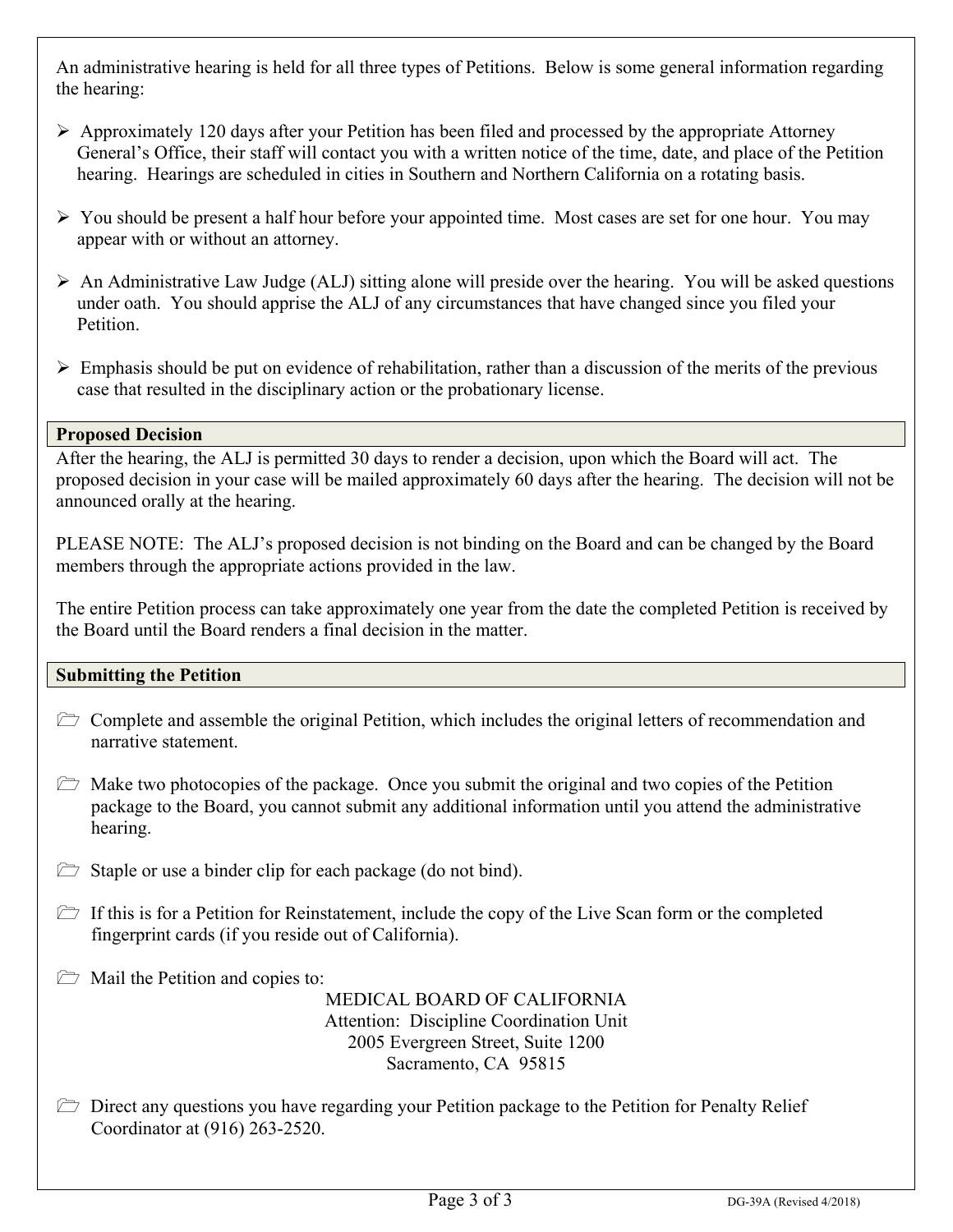An administrative hearing is held for all three types of Petitions. Below is some general information regarding the hearing:

- Approximately 120 days after your Petition has been filed and processed by the appropriate Attorney General's Office, their staff will contact you with a written notice of the time, date, and place of the Petition hearing. Hearings are scheduled in cities in Southern and Northern California on a rotating basis.
- You should be present a half hour before your appointed time. Most cases are set for one hour. You may appear with or without an attorney.
- An Administrative Law Judge (ALJ) sitting alone will preside over the hearing. You will be asked questions under oath. You should apprise the ALJ of any circumstances that have changed since you filed your Petition.
- Emphasis should be put on evidence of rehabilitation, rather than a discussion of the merits of the previous case that resulted in the disciplinary action or the probationary license.

## Proposed Decision

After the hearing, the ALJ is permitted 30 days to render a decision, upon which the Board will act. The proposed decision in your case will be mailed approximately 60 days after the hearing. The decision will not be announced orally at the hearing.

PLEASE NOTE: The ALJ's proposed decision is not binding on the Board and can be changed by the Board members through the appropriate actions provided in the law.

The entire Petition process can take approximately one year from the date the completed Petition is received by the Board until the Board renders a final decision in the matter.

## Submitting the Petition

- Complete and assemble the original Petition, which includes the original letters of recommendation and narrative statement.
- Make two photocopies of the package. Once you submit the original and two copies of the Petition package to the Board, you cannot submit any additional information until you attend the administrative hearing.
- Staple or use a binder clip for each package (do not bind).
- If this is for a Petition for Reinstatement, include the copy of the Live Scan form or the completed fingerprint cards (if you reside out of California).
- Mail the Petition and copies to:

  MEDICAL BOARD OF CALIFORNIA
  Attention: Discipline Coordination Unit
  2005 Evergreen Street, Suite 1200
  Sacramento, CA 95815

- Direct any questions you have regarding your Petition package to the Petition for Penalty Relief Coordinator at (916) 263-2520.

DG-39A (Revised 4/2018)